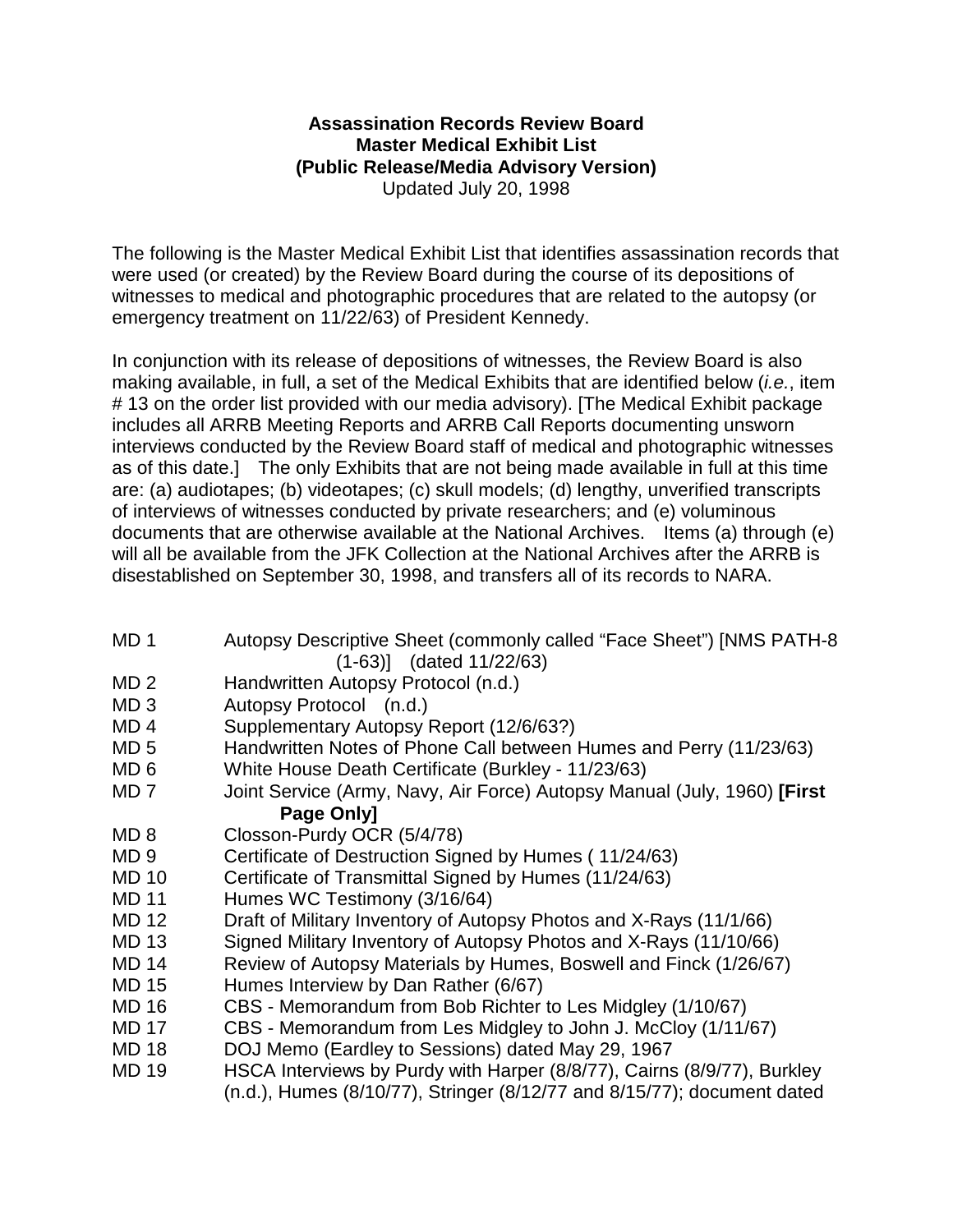**Assassination Records Review Board**
**Master Medical Exhibit List**
**(Public Release/Media Advisory Version)**
Updated July 20, 1998

The following is the Master Medical Exhibit List that identifies assassination records that were used (or created) by the Review Board during the course of its depositions of witnesses to medical and photographic procedures that are related to the autopsy (or emergency treatment on 11/22/63) of President Kennedy.

In conjunction with its release of depositions of witnesses, the Review Board is also making available, in full, a set of the Medical Exhibits that are identified below (*i.e.*, item # 13 on the order list provided with our media advisory). [The Medical Exhibit package includes all ARRB Meeting Reports and ARRB Call Reports documenting unsworn interviews conducted by the Review Board staff of medical and photographic witnesses as of this date.] The only Exhibits that are not being made available in full at this time are: (a) audiotapes; (b) videotapes; (c) skull models; (d) lengthy, unverified transcripts of interviews of witnesses conducted by private researchers; and (e) voluminous documents that are otherwise available at the National Archives. Items (a) through (e) will all be available from the JFK Collection at the National Archives after the ARRB is disestablished on September 30, 1998, and transfers all of its records to NARA.

- MD 1 — Autopsy Descriptive Sheet (commonly called "Face Sheet") [NMS PATH-8 (1-63)] (dated 11/22/63)
- MD 2 — Handwritten Autopsy Protocol (n.d.)
- MD 3 — Autopsy Protocol (n.d.)
- MD 4 — Supplementary Autopsy Report (12/6/63?)
- MD 5 — Handwritten Notes of Phone Call between Humes and Perry (11/23/63)
- MD 6 — White House Death Certificate (Burkley - 11/23/63)
- MD 7 — Joint Service (Army, Navy, Air Force) Autopsy Manual (July, 1960) **[First Page Only]**
- MD 8 — Closson-Purdy OCR (5/4/78)
- MD 9 — Certificate of Destruction Signed by Humes ( 11/24/63)
- MD 10 — Certificate of Transmittal Signed by Humes (11/24/63)
- MD 11 — Humes WC Testimony (3/16/64)
- MD 12 — Draft of Military Inventory of Autopsy Photos and X-Rays (11/1/66)
- MD 13 — Signed Military Inventory of Autopsy Photos and X-Rays (11/10/66)
- MD 14 — Review of Autopsy Materials by Humes, Boswell and Finck (1/26/67)
- MD 15 — Humes Interview by Dan Rather (6/67)
- MD 16 — CBS - Memorandum from Bob Richter to Les Midgley (1/10/67)
- MD 17 — CBS - Memorandum from Les Midgley to John J. McCloy (1/11/67)
- MD 18 — DOJ Memo (Eardley to Sessions) dated May 29, 1967
- MD 19 — HSCA Interviews by Purdy with Harper (8/8/77), Cairns (8/9/77), Burkley (n.d.), Humes (8/10/77), Stringer (8/12/77 and 8/15/77); document dated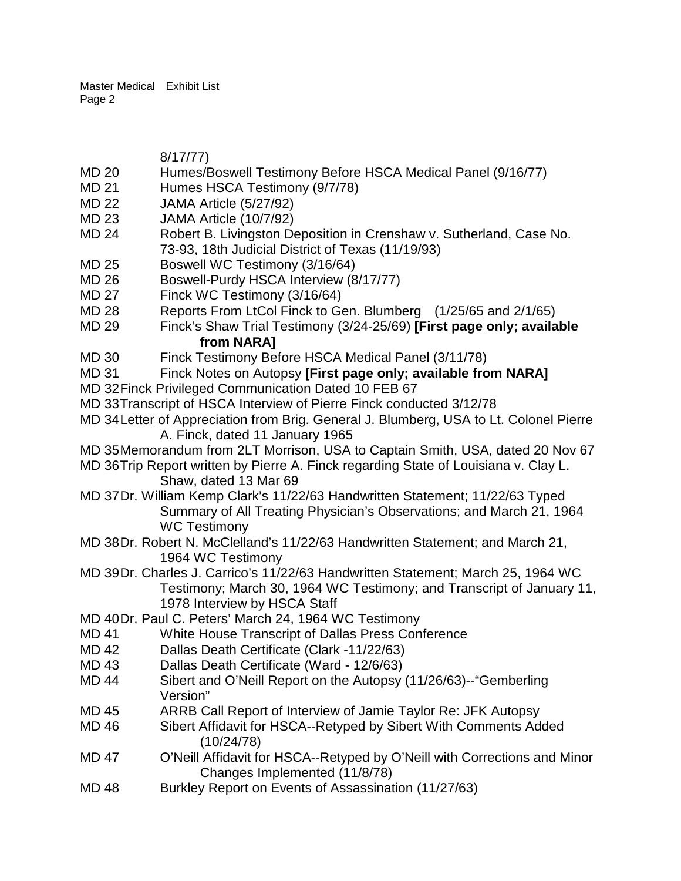8/17/77)

- MD 20 Humes/Boswell Testimony Before HSCA Medical Panel (9/16/77)
- MD 21 Humes HSCA Testimony (9/7/78)
- MD 22 JAMA Article (5/27/92)
- MD 23 JAMA Article (10/7/92)
- MD 24 Robert B. Livingston Deposition in Crenshaw v. Sutherland, Case No. 73-93, 18th Judicial District of Texas (11/19/93)
- MD 25 Boswell WC Testimony (3/16/64)
- MD 26 Boswell-Purdy HSCA Interview (8/17/77)
- MD 27 Finck WC Testimony (3/16/64)
- MD 28 Reports From LtCol Finck to Gen. Blumberg (1/25/65 and 2/1/65)
- MD 29 Finck's Shaw Trial Testimony (3/24-25/69) **[First page only; available from NARA]**
- MD 30 Finck Testimony Before HSCA Medical Panel (3/11/78)
- MD 31 Finck Notes on Autopsy **[First page only; available from NARA]**
- MD 32 Finck Privileged Communication Dated 10 FEB 67
- MD 33 Transcript of HSCA Interview of Pierre Finck conducted 3/12/78
- MD 34 Letter of Appreciation from Brig. General J. Blumberg, USA to Lt. Colonel Pierre A. Finck, dated 11 January 1965
- MD 35 Memorandum from 2LT Morrison, USA to Captain Smith, USA, dated 20 Nov 67
- MD 36 Trip Report written by Pierre A. Finck regarding State of Louisiana v. Clay L. Shaw, dated 13 Mar 69
- MD 37 Dr. William Kemp Clark's 11/22/63 Handwritten Statement; 11/22/63 Typed Summary of All Treating Physician's Observations; and March 21, 1964 WC Testimony
- MD 38 Dr. Robert N. McClelland's 11/22/63 Handwritten Statement; and March 21, 1964 WC Testimony
- MD 39 Dr. Charles J. Carrico's 11/22/63 Handwritten Statement; March 25, 1964 WC Testimony; March 30, 1964 WC Testimony; and Transcript of January 11, 1978 Interview by HSCA Staff
- MD 40 Dr. Paul C. Peters' March 24, 1964 WC Testimony
- MD 41 White House Transcript of Dallas Press Conference
- MD 42 Dallas Death Certificate (Clark -11/22/63)
- MD 43 Dallas Death Certificate (Ward - 12/6/63)
- MD 44 Sibert and O'Neill Report on the Autopsy (11/26/63)--"Gemberling Version"
- MD 45 ARRB Call Report of Interview of Jamie Taylor Re: JFK Autopsy
- MD 46 Sibert Affidavit for HSCA--Retyped by Sibert With Comments Added (10/24/78)
- MD 47 O'Neill Affidavit for HSCA--Retyped by O'Neill with Corrections and Minor Changes Implemented (11/8/78)
- MD 48 Burkley Report on Events of Assassination (11/27/63)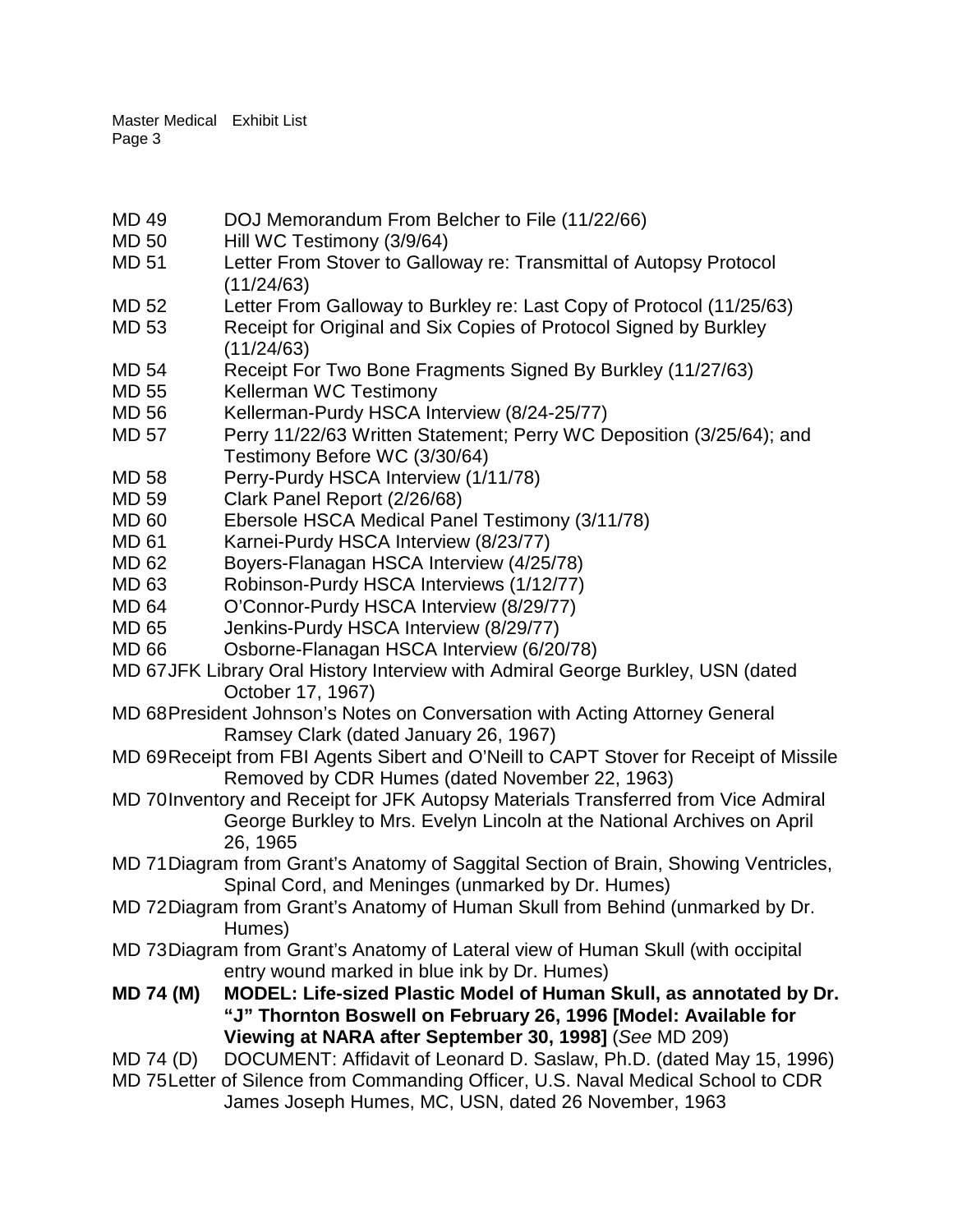MD 49 DOJ Memorandum From Belcher to File (11/22/66)

MD 50 Hill WC Testimony (3/9/64)

MD 51 Letter From Stover to Galloway re: Transmittal of Autopsy Protocol (11/24/63)

MD 52 Letter From Galloway to Burkley re: Last Copy of Protocol (11/25/63)

MD 53 Receipt for Original and Six Copies of Protocol Signed by Burkley (11/24/63)

MD 54 Receipt For Two Bone Fragments Signed By Burkley (11/27/63)

MD 55 Kellerman WC Testimony

MD 56 Kellerman-Purdy HSCA Interview (8/24-25/77)

MD 57 Perry 11/22/63 Written Statement; Perry WC Deposition (3/25/64); and Testimony Before WC (3/30/64)

MD 58 Perry-Purdy HSCA Interview (1/11/78)

MD 59 Clark Panel Report (2/26/68)

MD 60 Ebersole HSCA Medical Panel Testimony (3/11/78)

MD 61 Karnei-Purdy HSCA Interview (8/23/77)

MD 62 Boyers-Flanagan HSCA Interview (4/25/78)

MD 63 Robinson-Purdy HSCA Interviews (1/12/77)

MD 64 O'Connor-Purdy HSCA Interview (8/29/77)

MD 65 Jenkins-Purdy HSCA Interview (8/29/77)

MD 66 Osborne-Flanagan HSCA Interview (6/20/78)

MD 67 JFK Library Oral History Interview with Admiral George Burkley, USN (dated October 17, 1967)

MD 68 President Johnson's Notes on Conversation with Acting Attorney General Ramsey Clark (dated January 26, 1967)

MD 69 Receipt from FBI Agents Sibert and O'Neill to CAPT Stover for Receipt of Missile Removed by CDR Humes (dated November 22, 1963)

MD 70 Inventory and Receipt for JFK Autopsy Materials Transferred from Vice Admiral George Burkley to Mrs. Evelyn Lincoln at the National Archives on April 26, 1965

MD 71 Diagram from Grant's Anatomy of Saggital Section of Brain, Showing Ventricles, Spinal Cord, and Meninges (unmarked by Dr. Humes)

MD 72 Diagram from Grant's Anatomy of Human Skull from Behind (unmarked by Dr. Humes)

MD 73 Diagram from Grant's Anatomy of Lateral view of Human Skull (with occipital entry wound marked in blue ink by Dr. Humes)

**MD 74 (M) MODEL: Life-sized Plastic Model of Human Skull, as annotated by Dr. "J" Thornton Boswell on February 26, 1996 [Model: Available for Viewing at NARA after September 30, 1998]** (*See* MD 209)

MD 74 (D) DOCUMENT: Affidavit of Leonard D. Saslaw, Ph.D. (dated May 15, 1996)

MD 75 Letter of Silence from Commanding Officer, U.S. Naval Medical School to CDR James Joseph Humes, MC, USN, dated 26 November, 1963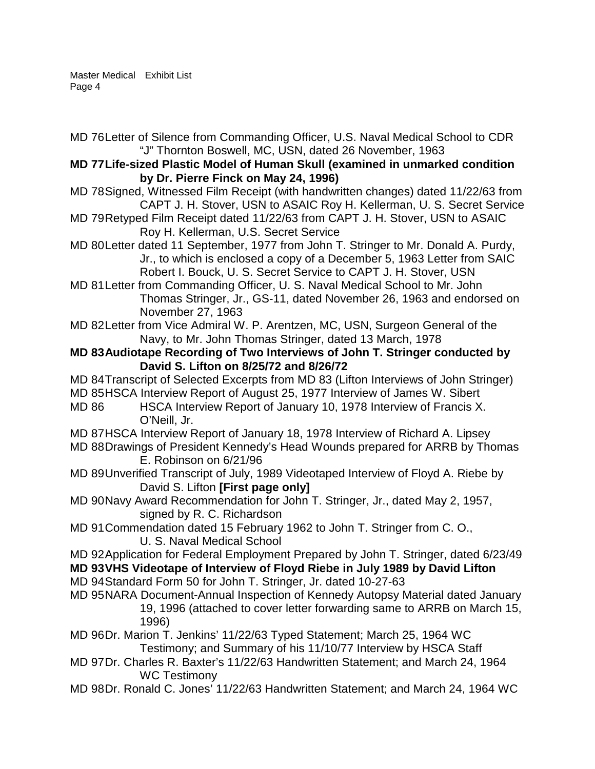MD 76 Letter of Silence from Commanding Officer, U.S. Naval Medical School to CDR "J" Thornton Boswell, MC, USN, dated 26 November, 1963

**MD 77 Life-sized Plastic Model of Human Skull (examined in unmarked condition by Dr. Pierre Finck on May 24, 1996)**

MD 78 Signed, Witnessed Film Receipt (with handwritten changes) dated 11/22/63 from CAPT J. H. Stover, USN to ASAIC Roy H. Kellerman, U. S. Secret Service

MD 79 Retyped Film Receipt dated 11/22/63 from CAPT J. H. Stover, USN to ASAIC Roy H. Kellerman, U.S. Secret Service

MD 80 Letter dated 11 September, 1977 from John T. Stringer to Mr. Donald A. Purdy, Jr., to which is enclosed a copy of a December 5, 1963 Letter from SAIC Robert I. Bouck, U. S. Secret Service to CAPT J. H. Stover, USN

MD 81 Letter from Commanding Officer, U. S. Naval Medical School to Mr. John Thomas Stringer, Jr., GS-11, dated November 26, 1963 and endorsed on November 27, 1963

MD 82 Letter from Vice Admiral W. P. Arentzen, MC, USN, Surgeon General of the Navy, to Mr. John Thomas Stringer, dated 13 March, 1978

**MD 83 Audiotape Recording of Two Interviews of John T. Stringer conducted by David S. Lifton on 8/25/72 and 8/26/72**

MD 84 Transcript of Selected Excerpts from MD 83 (Lifton Interviews of John Stringer)

MD 85 HSCA Interview Report of August 25, 1977 Interview of James W. Sibert

MD 86 HSCA Interview Report of January 10, 1978 Interview of Francis X. O'Neill, Jr.

MD 87 HSCA Interview Report of January 18, 1978 Interview of Richard A. Lipsey

MD 88 Drawings of President Kennedy's Head Wounds prepared for ARRB by Thomas E. Robinson on 6/21/96

MD 89 Unverified Transcript of July, 1989 Videotaped Interview of Floyd A. Riebe by David S. Lifton **[First page only]**

MD 90 Navy Award Recommendation for John T. Stringer, Jr., dated May 2, 1957, signed by R. C. Richardson

MD 91 Commendation dated 15 February 1962 to John T. Stringer from C. O., U. S. Naval Medical School

MD 92 Application for Federal Employment Prepared by John T. Stringer, dated 6/23/49

**MD 93 VHS Videotape of Interview of Floyd Riebe in July 1989 by David Lifton**

MD 94 Standard Form 50 for John T. Stringer, Jr. dated 10-27-63

MD 95 NARA Document-Annual Inspection of Kennedy Autopsy Material dated January 19, 1996 (attached to cover letter forwarding same to ARRB on March 15, 1996)

MD 96 Dr. Marion T. Jenkins' 11/22/63 Typed Statement; March 25, 1964 WC Testimony; and Summary of his 11/10/77 Interview by HSCA Staff

MD 97 Dr. Charles R. Baxter's 11/22/63 Handwritten Statement; and March 24, 1964 WC Testimony

MD 98 Dr. Ronald C. Jones' 11/22/63 Handwritten Statement; and March 24, 1964 WC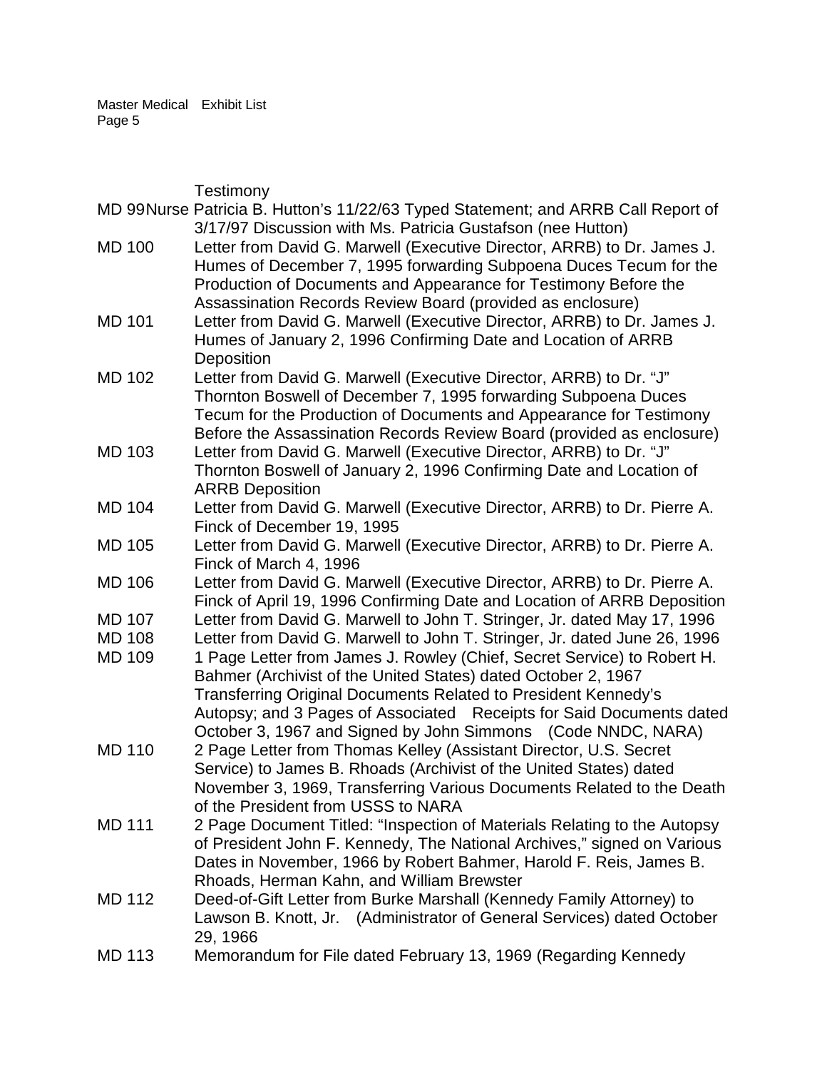Testimony

MD 99 Nurse Patricia B. Hutton's 11/22/63 Typed Statement; and ARRB Call Report of 3/17/97 Discussion with Ms. Patricia Gustafson (nee Hutton)

MD 100 Letter from David G. Marwell (Executive Director, ARRB) to Dr. James J. Humes of December 7, 1995 forwarding Subpoena Duces Tecum for the Production of Documents and Appearance for Testimony Before the Assassination Records Review Board (provided as enclosure)

MD 101 Letter from David G. Marwell (Executive Director, ARRB) to Dr. James J. Humes of January 2, 1996 Confirming Date and Location of ARRB Deposition

MD 102 Letter from David G. Marwell (Executive Director, ARRB) to Dr. "J" Thornton Boswell of December 7, 1995 forwarding Subpoena Duces Tecum for the Production of Documents and Appearance for Testimony Before the Assassination Records Review Board (provided as enclosure)

MD 103 Letter from David G. Marwell (Executive Director, ARRB) to Dr. "J" Thornton Boswell of January 2, 1996 Confirming Date and Location of ARRB Deposition

MD 104 Letter from David G. Marwell (Executive Director, ARRB) to Dr. Pierre A. Finck of December 19, 1995

MD 105 Letter from David G. Marwell (Executive Director, ARRB) to Dr. Pierre A. Finck of March 4, 1996

MD 106 Letter from David G. Marwell (Executive Director, ARRB) to Dr. Pierre A. Finck of April 19, 1996 Confirming Date and Location of ARRB Deposition

MD 107 Letter from David G. Marwell to John T. Stringer, Jr. dated May 17, 1996

MD 108 Letter from David G. Marwell to John T. Stringer, Jr. dated June 26, 1996

MD 109 1 Page Letter from James J. Rowley (Chief, Secret Service) to Robert H. Bahmer (Archivist of the United States) dated October 2, 1967 Transferring Original Documents Related to President Kennedy's Autopsy; and 3 Pages of Associated Receipts for Said Documents dated October 3, 1967 and Signed by John Simmons (Code NNDC, NARA)

MD 110 2 Page Letter from Thomas Kelley (Assistant Director, U.S. Secret Service) to James B. Rhoads (Archivist of the United States) dated November 3, 1969, Transferring Various Documents Related to the Death of the President from USSS to NARA

MD 111 2 Page Document Titled: "Inspection of Materials Relating to the Autopsy of President John F. Kennedy, The National Archives," signed on Various Dates in November, 1966 by Robert Bahmer, Harold F. Reis, James B. Rhoads, Herman Kahn, and William Brewster

MD 112 Deed-of-Gift Letter from Burke Marshall (Kennedy Family Attorney) to Lawson B. Knott, Jr. (Administrator of General Services) dated October 29, 1966

MD 113 Memorandum for File dated February 13, 1969 (Regarding Kennedy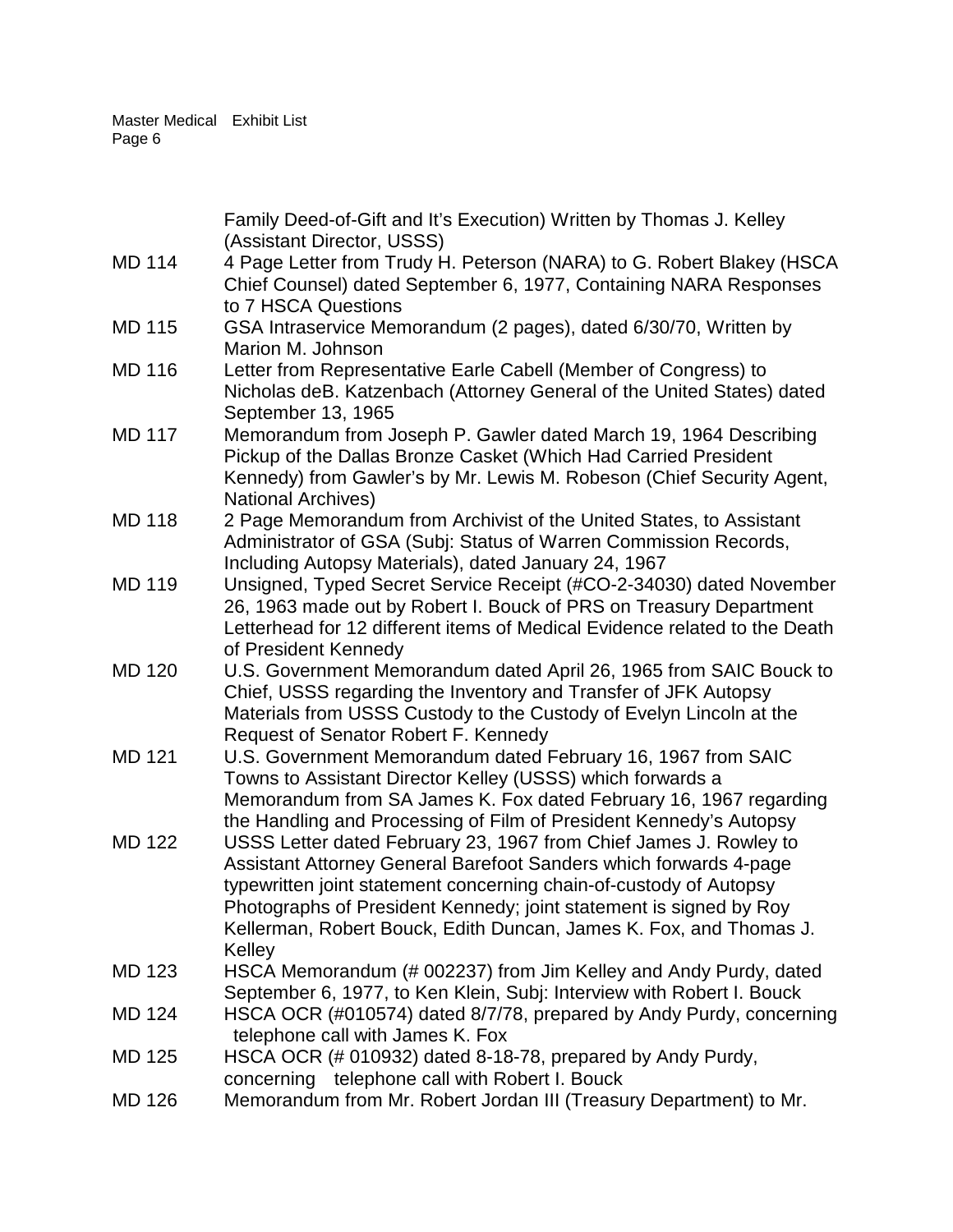Family Deed-of-Gift and It's Execution) Written by Thomas J. Kelley (Assistant Director, USSS)

MD 114 4 Page Letter from Trudy H. Peterson (NARA) to G. Robert Blakey (HSCA Chief Counsel) dated September 6, 1977, Containing NARA Responses to 7 HSCA Questions

MD 115 GSA Intraservice Memorandum (2 pages), dated 6/30/70, Written by Marion M. Johnson

MD 116 Letter from Representative Earle Cabell (Member of Congress) to Nicholas deB. Katzenbach (Attorney General of the United States) dated September 13, 1965

MD 117 Memorandum from Joseph P. Gawler dated March 19, 1964 Describing Pickup of the Dallas Bronze Casket (Which Had Carried President Kennedy) from Gawler's by Mr. Lewis M. Robeson (Chief Security Agent, National Archives)

MD 118 2 Page Memorandum from Archivist of the United States, to Assistant Administrator of GSA (Subj: Status of Warren Commission Records, Including Autopsy Materials), dated January 24, 1967

MD 119 Unsigned, Typed Secret Service Receipt (#CO-2-34030) dated November 26, 1963 made out by Robert I. Bouck of PRS on Treasury Department Letterhead for 12 different items of Medical Evidence related to the Death of President Kennedy

MD 120 U.S. Government Memorandum dated April 26, 1965 from SAIC Bouck to Chief, USSS regarding the Inventory and Transfer of JFK Autopsy Materials from USSS Custody to the Custody of Evelyn Lincoln at the Request of Senator Robert F. Kennedy

MD 121 U.S. Government Memorandum dated February 16, 1967 from SAIC Towns to Assistant Director Kelley (USSS) which forwards a Memorandum from SA James K. Fox dated February 16, 1967 regarding the Handling and Processing of Film of President Kennedy's Autopsy

MD 122 USSS Letter dated February 23, 1967 from Chief James J. Rowley to Assistant Attorney General Barefoot Sanders which forwards 4-page typewritten joint statement concerning chain-of-custody of Autopsy Photographs of President Kennedy; joint statement is signed by Roy Kellerman, Robert Bouck, Edith Duncan, James K. Fox, and Thomas J. Kelley

MD 123 HSCA Memorandum (# 002237) from Jim Kelley and Andy Purdy, dated September 6, 1977, to Ken Klein, Subj: Interview with Robert I. Bouck

MD 124 HSCA OCR (#010574) dated 8/7/78, prepared by Andy Purdy, concerning telephone call with James K. Fox

MD 125 HSCA OCR (# 010932) dated 8-18-78, prepared by Andy Purdy, concerning telephone call with Robert I. Bouck

MD 126 Memorandum from Mr. Robert Jordan III (Treasury Department) to Mr.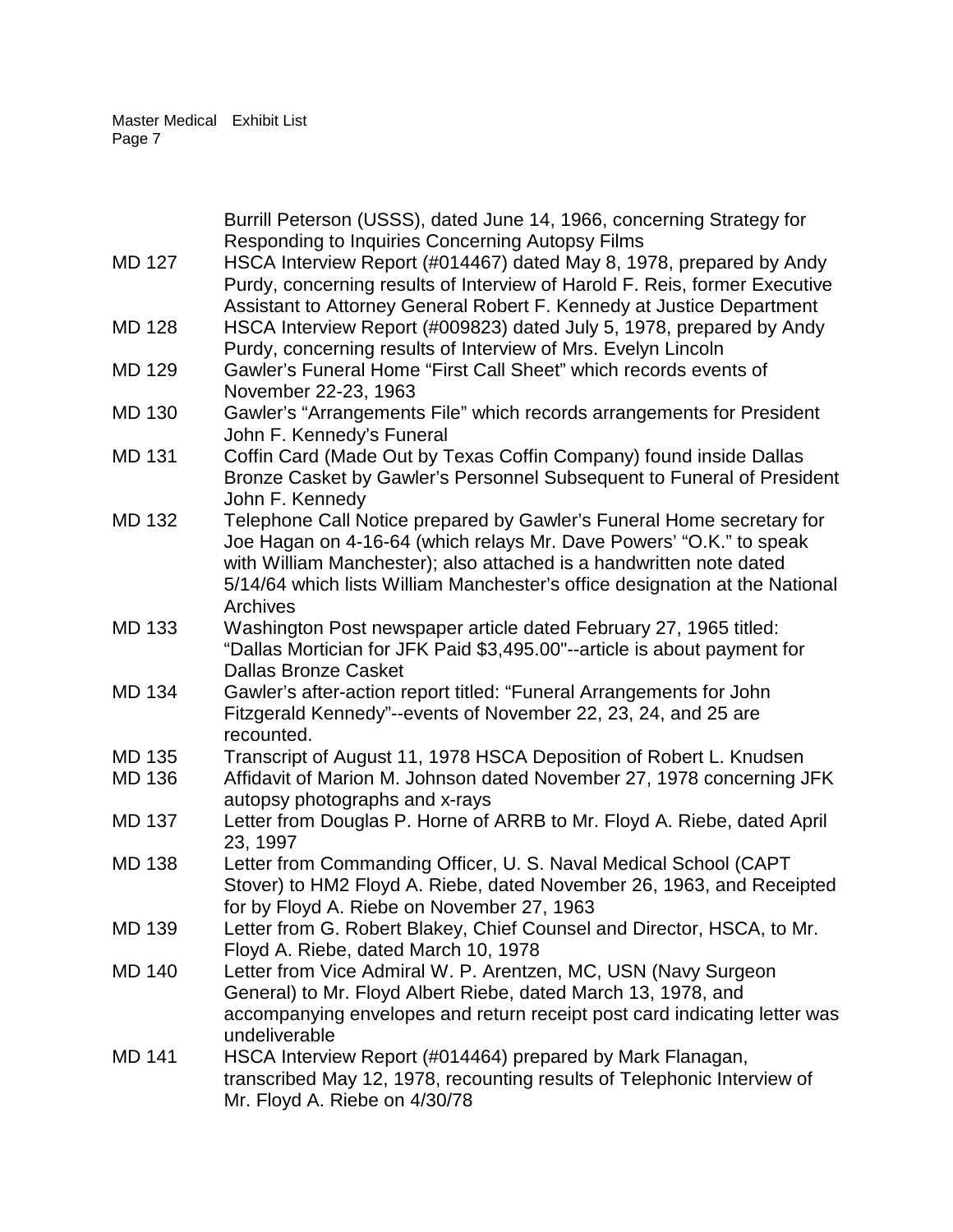Burrill Peterson (USSS), dated June 14, 1966, concerning Strategy for Responding to Inquiries Concerning Autopsy Films

MD 127 HSCA Interview Report (#014467) dated May 8, 1978, prepared by Andy Purdy, concerning results of Interview of Harold F. Reis, former Executive Assistant to Attorney General Robert F. Kennedy at Justice Department

MD 128 HSCA Interview Report (#009823) dated July 5, 1978, prepared by Andy Purdy, concerning results of Interview of Mrs. Evelyn Lincoln

MD 129 Gawler's Funeral Home "First Call Sheet" which records events of November 22-23, 1963

MD 130 Gawler's "Arrangements File" which records arrangements for President John F. Kennedy's Funeral

MD 131 Coffin Card (Made Out by Texas Coffin Company) found inside Dallas Bronze Casket by Gawler's Personnel Subsequent to Funeral of President John F. Kennedy

MD 132 Telephone Call Notice prepared by Gawler's Funeral Home secretary for Joe Hagan on 4-16-64 (which relays Mr. Dave Powers' "O.K." to speak with William Manchester); also attached is a handwritten note dated 5/14/64 which lists William Manchester's office designation at the National Archives

MD 133 Washington Post newspaper article dated February 27, 1965 titled: "Dallas Mortician for JFK Paid $3,495.00"--article is about payment for Dallas Bronze Casket

MD 134 Gawler's after-action report titled: "Funeral Arrangements for John Fitzgerald Kennedy"--events of November 22, 23, 24, and 25 are recounted.

MD 135 Transcript of August 11, 1978 HSCA Deposition of Robert L. Knudsen

MD 136 Affidavit of Marion M. Johnson dated November 27, 1978 concerning JFK autopsy photographs and x-rays

MD 137 Letter from Douglas P. Horne of ARRB to Mr. Floyd A. Riebe, dated April 23, 1997

MD 138 Letter from Commanding Officer, U. S. Naval Medical School (CAPT Stover) to HM2 Floyd A. Riebe, dated November 26, 1963, and Receipted for by Floyd A. Riebe on November 27, 1963

MD 139 Letter from G. Robert Blakey, Chief Counsel and Director, HSCA, to Mr. Floyd A. Riebe, dated March 10, 1978

MD 140 Letter from Vice Admiral W. P. Arentzen, MC, USN (Navy Surgeon General) to Mr. Floyd Albert Riebe, dated March 13, 1978, and accompanying envelopes and return receipt post card indicating letter was undeliverable

MD 141 HSCA Interview Report (#014464) prepared by Mark Flanagan, transcribed May 12, 1978, recounting results of Telephonic Interview of Mr. Floyd A. Riebe on 4/30/78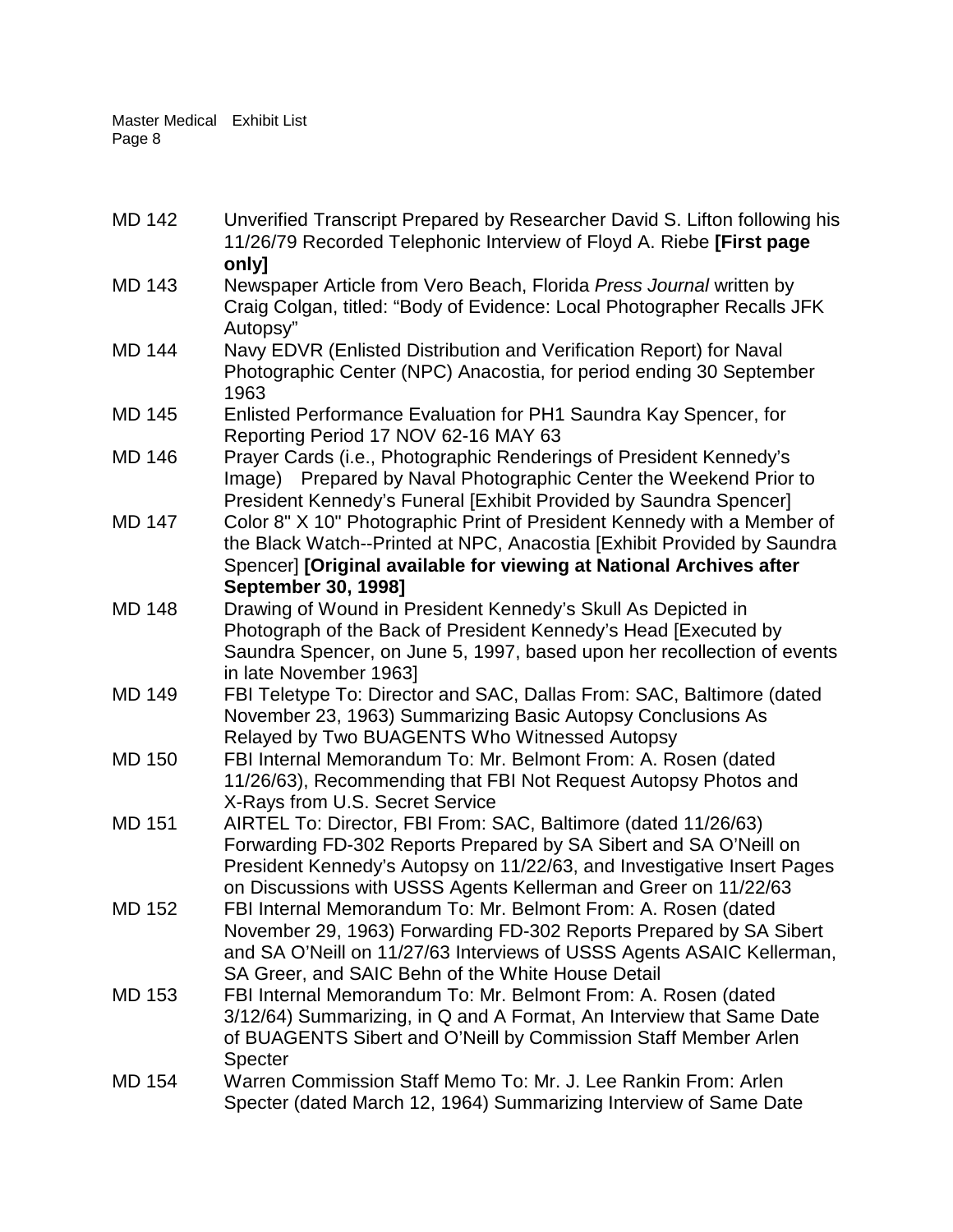MD 142 Unverified Transcript Prepared by Researcher David S. Lifton following his 11/26/79 Recorded Telephonic Interview of Floyd A. Riebe **[First page only]**

MD 143 Newspaper Article from Vero Beach, Florida *Press Journal* written by Craig Colgan, titled: "Body of Evidence: Local Photographer Recalls JFK Autopsy"

MD 144 Navy EDVR (Enlisted Distribution and Verification Report) for Naval Photographic Center (NPC) Anacostia, for period ending 30 September 1963

MD 145 Enlisted Performance Evaluation for PH1 Saundra Kay Spencer, for Reporting Period 17 NOV 62-16 MAY 63

MD 146 Prayer Cards (i.e., Photographic Renderings of President Kennedy's Image) Prepared by Naval Photographic Center the Weekend Prior to President Kennedy's Funeral [Exhibit Provided by Saundra Spencer]

MD 147 Color 8" X 10" Photographic Print of President Kennedy with a Member of the Black Watch--Printed at NPC, Anacostia [Exhibit Provided by Saundra Spencer] **[Original available for viewing at National Archives after September 30, 1998]**

MD 148 Drawing of Wound in President Kennedy's Skull As Depicted in Photograph of the Back of President Kennedy's Head [Executed by Saundra Spencer, on June 5, 1997, based upon her recollection of events in late November 1963]

MD 149 FBI Teletype To: Director and SAC, Dallas From: SAC, Baltimore (dated November 23, 1963) Summarizing Basic Autopsy Conclusions As Relayed by Two BUAGENTS Who Witnessed Autopsy

MD 150 FBI Internal Memorandum To: Mr. Belmont From: A. Rosen (dated 11/26/63), Recommending that FBI Not Request Autopsy Photos and X-Rays from U.S. Secret Service

MD 151 AIRTEL To: Director, FBI From: SAC, Baltimore (dated 11/26/63) Forwarding FD-302 Reports Prepared by SA Sibert and SA O'Neill on President Kennedy's Autopsy on 11/22/63, and Investigative Insert Pages on Discussions with USSS Agents Kellerman and Greer on 11/22/63

MD 152 FBI Internal Memorandum To: Mr. Belmont From: A. Rosen (dated November 29, 1963) Forwarding FD-302 Reports Prepared by SA Sibert and SA O'Neill on 11/27/63 Interviews of USSS Agents ASAIC Kellerman, SA Greer, and SAIC Behn of the White House Detail

MD 153 FBI Internal Memorandum To: Mr. Belmont From: A. Rosen (dated 3/12/64) Summarizing, in Q and A Format, An Interview that Same Date of BUAGENTS Sibert and O'Neill by Commission Staff Member Arlen Specter

MD 154 Warren Commission Staff Memo To: Mr. J. Lee Rankin From: Arlen Specter (dated March 12, 1964) Summarizing Interview of Same Date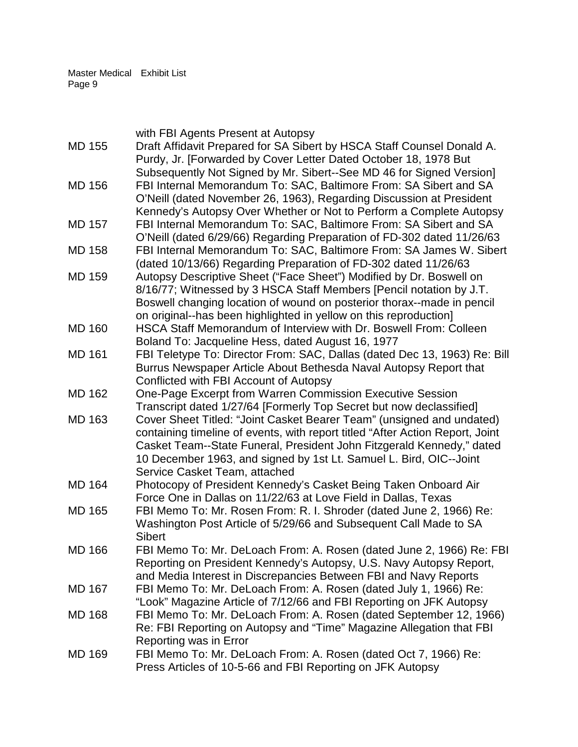with FBI Agents Present at Autopsy

| | |
|---|---|
| MD 155 | Draft Affidavit Prepared for SA Sibert by HSCA Staff Counsel Donald A. Purdy, Jr. [Forwarded by Cover Letter Dated October 18, 1978 But Subsequently Not Signed by Mr. Sibert--See MD 46 for Signed Version] |
| MD 156 | FBI Internal Memorandum To: SAC, Baltimore From: SA Sibert and SA O'Neill (dated November 26, 1963), Regarding Discussion at President Kennedy's Autopsy Over Whether or Not to Perform a Complete Autopsy |
| MD 157 | FBI Internal Memorandum To: SAC, Baltimore From: SA Sibert and SA O'Neill (dated 6/29/66) Regarding Preparation of FD-302 dated 11/26/63 |
| MD 158 | FBI Internal Memorandum To: SAC, Baltimore From: SA James W. Sibert (dated 10/13/66) Regarding Preparation of FD-302 dated 11/26/63 |
| MD 159 | Autopsy Descriptive Sheet ("Face Sheet") Modified by Dr. Boswell on 8/16/77; Witnessed by 3 HSCA Staff Members [Pencil notation by J.T. Boswell changing location of wound on posterior thorax--made in pencil on original--has been highlighted in yellow on this reproduction] |
| MD 160 | HSCA Staff Memorandum of Interview with Dr. Boswell From: Colleen Boland To: Jacqueline Hess, dated August 16, 1977 |
| MD 161 | FBI Teletype To: Director From: SAC, Dallas (dated Dec 13, 1963) Re: Bill Burrus Newspaper Article About Bethesda Naval Autopsy Report that Conflicted with FBI Account of Autopsy |
| MD 162 | One-Page Excerpt from Warren Commission Executive Session Transcript dated 1/27/64 [Formerly Top Secret but now declassified] |
| MD 163 | Cover Sheet Titled: "Joint Casket Bearer Team" (unsigned and undated) containing timeline of events, with report titled "After Action Report, Joint Casket Team--State Funeral, President John Fitzgerald Kennedy," dated 10 December 1963, and signed by 1st Lt. Samuel L. Bird, OIC--Joint Service Casket Team, attached |
| MD 164 | Photocopy of President Kennedy's Casket Being Taken Onboard Air Force One in Dallas on 11/22/63 at Love Field in Dallas, Texas |
| MD 165 | FBI Memo To: Mr. Rosen From: R. I. Shroder (dated June 2, 1966) Re: Washington Post Article of 5/29/66 and Subsequent Call Made to SA Sibert |
| MD 166 | FBI Memo To: Mr. DeLoach From: A. Rosen (dated June 2, 1966) Re: FBI Reporting on President Kennedy's Autopsy, U.S. Navy Autopsy Report, and Media Interest in Discrepancies Between FBI and Navy Reports |
| MD 167 | FBI Memo To: Mr. DeLoach From: A. Rosen (dated July 1, 1966) Re: "Look" Magazine Article of 7/12/66 and FBI Reporting on JFK Autopsy |
| MD 168 | FBI Memo To: Mr. DeLoach From: A. Rosen (dated September 12, 1966) Re: FBI Reporting on Autopsy and "Time" Magazine Allegation that FBI Reporting was in Error |
| MD 169 | FBI Memo To: Mr. DeLoach From: A. Rosen (dated Oct 7, 1966) Re: Press Articles of 10-5-66 and FBI Reporting on JFK Autopsy |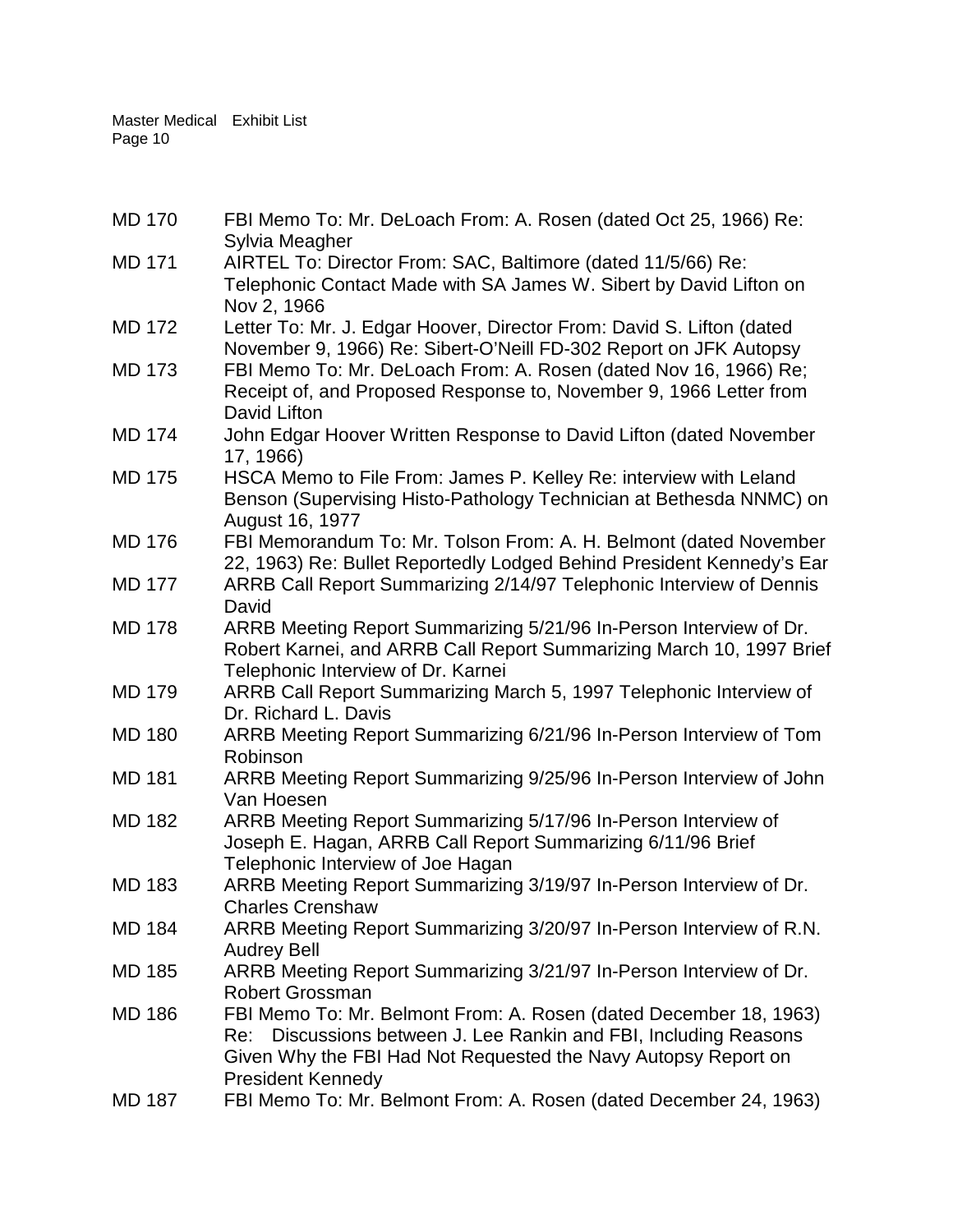MD 170 FBI Memo To: Mr. DeLoach From: A. Rosen (dated Oct 25, 1966) Re: Sylvia Meagher

MD 171 AIRTEL To: Director From: SAC, Baltimore (dated 11/5/66) Re: Telephonic Contact Made with SA James W. Sibert by David Lifton on Nov 2, 1966

MD 172 Letter To: Mr. J. Edgar Hoover, Director From: David S. Lifton (dated November 9, 1966) Re: Sibert-O'Neill FD-302 Report on JFK Autopsy

MD 173 FBI Memo To: Mr. DeLoach From: A. Rosen (dated Nov 16, 1966) Re; Receipt of, and Proposed Response to, November 9, 1966 Letter from David Lifton

MD 174 John Edgar Hoover Written Response to David Lifton (dated November 17, 1966)

MD 175 HSCA Memo to File From: James P. Kelley Re: interview with Leland Benson (Supervising Histo-Pathology Technician at Bethesda NNMC) on August 16, 1977

MD 176 FBI Memorandum To: Mr. Tolson From: A. H. Belmont (dated November 22, 1963) Re: Bullet Reportedly Lodged Behind President Kennedy's Ear

MD 177 ARRB Call Report Summarizing 2/14/97 Telephonic Interview of Dennis David

MD 178 ARRB Meeting Report Summarizing 5/21/96 In-Person Interview of Dr. Robert Karnei, and ARRB Call Report Summarizing March 10, 1997 Brief Telephonic Interview of Dr. Karnei

MD 179 ARRB Call Report Summarizing March 5, 1997 Telephonic Interview of Dr. Richard L. Davis

MD 180 ARRB Meeting Report Summarizing 6/21/96 In-Person Interview of Tom Robinson

MD 181 ARRB Meeting Report Summarizing 9/25/96 In-Person Interview of John Van Hoesen

MD 182 ARRB Meeting Report Summarizing 5/17/96 In-Person Interview of Joseph E. Hagan, ARRB Call Report Summarizing 6/11/96 Brief Telephonic Interview of Joe Hagan

MD 183 ARRB Meeting Report Summarizing 3/19/97 In-Person Interview of Dr. Charles Crenshaw

MD 184 ARRB Meeting Report Summarizing 3/20/97 In-Person Interview of R.N. Audrey Bell

MD 185 ARRB Meeting Report Summarizing 3/21/97 In-Person Interview of Dr. Robert Grossman

MD 186 FBI Memo To: Mr. Belmont From: A. Rosen (dated December 18, 1963) Re: Discussions between J. Lee Rankin and FBI, Including Reasons Given Why the FBI Had Not Requested the Navy Autopsy Report on President Kennedy

MD 187 FBI Memo To: Mr. Belmont From: A. Rosen (dated December 24, 1963)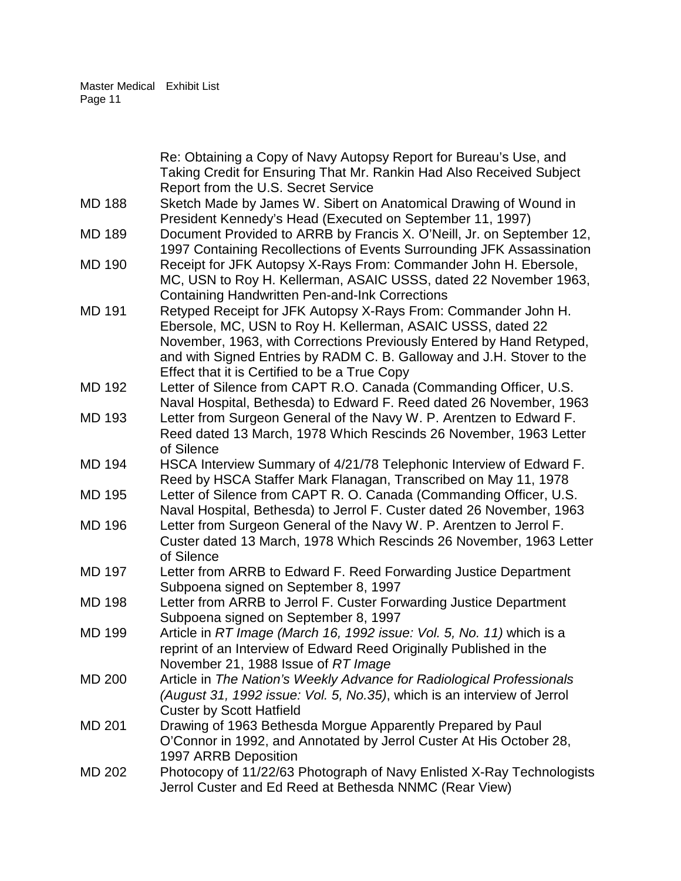Re: Obtaining a Copy of Navy Autopsy Report for Bureau's Use, and Taking Credit for Ensuring That Mr. Rankin Had Also Received Subject Report from the U.S. Secret Service

| | |
|---|---|
| MD 188 | Sketch Made by James W. Sibert on Anatomical Drawing of Wound in President Kennedy's Head (Executed on September 11, 1997) |
| MD 189 | Document Provided to ARRB by Francis X. O'Neill, Jr. on September 12, 1997 Containing Recollections of Events Surrounding JFK Assassination |
| MD 190 | Receipt for JFK Autopsy X-Rays From: Commander John H. Ebersole, MC, USN to Roy H. Kellerman, ASAIC USSS, dated 22 November 1963, Containing Handwritten Pen-and-Ink Corrections |
| MD 191 | Retyped Receipt for JFK Autopsy X-Rays From: Commander John H. Ebersole, MC, USN to Roy H. Kellerman, ASAIC USSS, dated 22 November, 1963, with Corrections Previously Entered by Hand Retyped, and with Signed Entries by RADM C. B. Galloway and J.H. Stover to the Effect that it is Certified to be a True Copy |
| MD 192 | Letter of Silence from CAPT R.O. Canada (Commanding Officer, U.S. Naval Hospital, Bethesda) to Edward F. Reed dated 26 November, 1963 |
| MD 193 | Letter from Surgeon General of the Navy W. P. Arentzen to Edward F. Reed dated 13 March, 1978 Which Rescinds 26 November, 1963 Letter of Silence |
| MD 194 | HSCA Interview Summary of 4/21/78 Telephonic Interview of Edward F. Reed by HSCA Staffer Mark Flanagan, Transcribed on May 11, 1978 |
| MD 195 | Letter of Silence from CAPT R. O. Canada (Commanding Officer, U.S. Naval Hospital, Bethesda) to Jerrol F. Custer dated 26 November, 1963 |
| MD 196 | Letter from Surgeon General of the Navy W. P. Arentzen to Jerrol F. Custer dated 13 March, 1978 Which Rescinds 26 November, 1963 Letter of Silence |
| MD 197 | Letter from ARRB to Edward F. Reed Forwarding Justice Department Subpoena signed on September 8, 1997 |
| MD 198 | Letter from ARRB to Jerrol F. Custer Forwarding Justice Department Subpoena signed on September 8, 1997 |
| MD 199 | Article in *RT Image (March 16, 1992 issue: Vol. 5, No. 11)* which is a reprint of an Interview of Edward Reed Originally Published in the November 21, 1988 Issue of *RT Image* |
| MD 200 | Article in *The Nation's Weekly Advance for Radiological Professionals (August 31, 1992 issue: Vol. 5, No.35)*, which is an interview of Jerrol Custer by Scott Hatfield |
| MD 201 | Drawing of 1963 Bethesda Morgue Apparently Prepared by Paul O'Connor in 1992, and Annotated by Jerrol Custer At His October 28, 1997 ARRB Deposition |
| MD 202 | Photocopy of 11/22/63 Photograph of Navy Enlisted X-Ray Technologists Jerrol Custer and Ed Reed at Bethesda NNMC (Rear View) |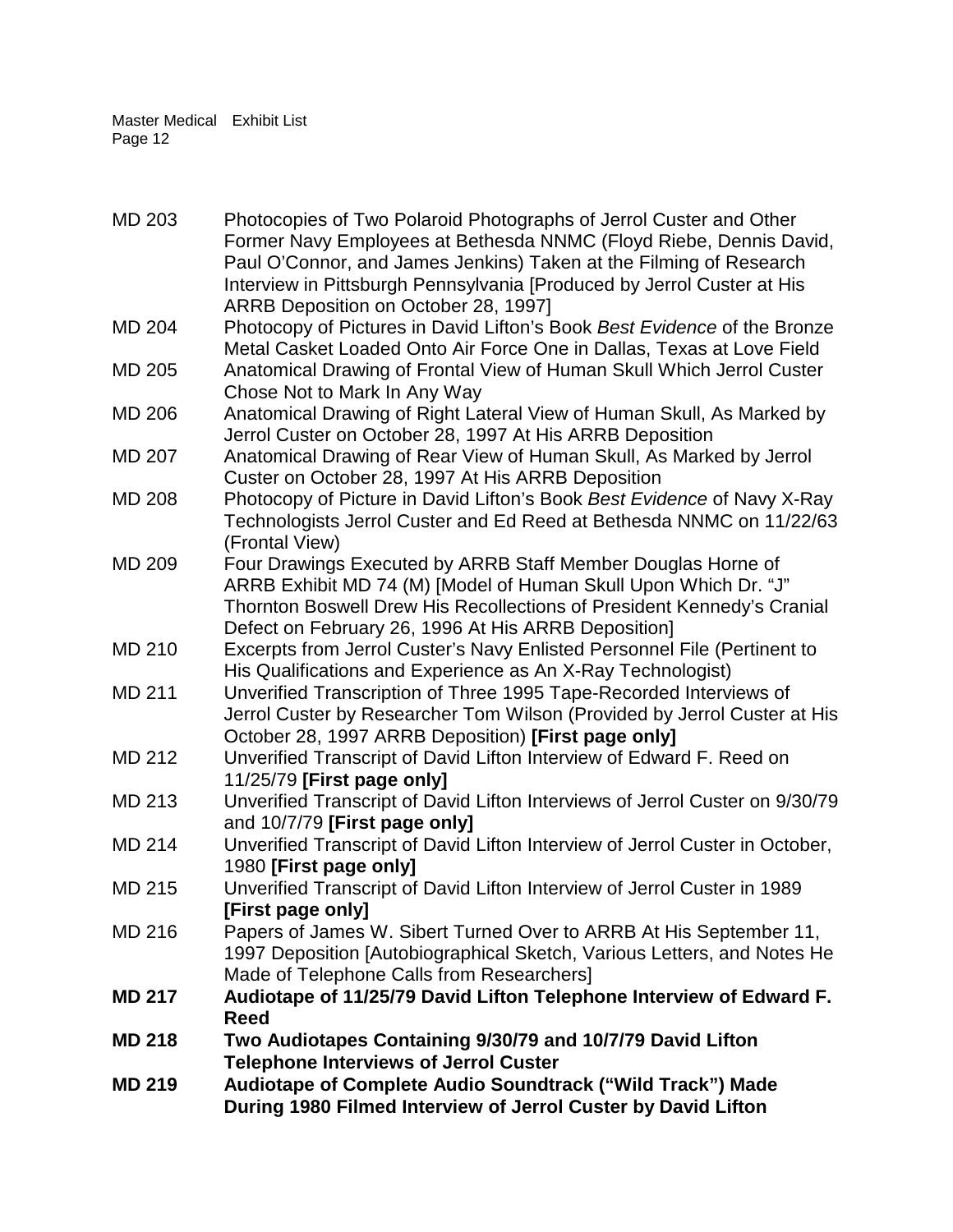MD 203 Photocopies of Two Polaroid Photographs of Jerrol Custer and Other Former Navy Employees at Bethesda NNMC (Floyd Riebe, Dennis David, Paul O'Connor, and James Jenkins) Taken at the Filming of Research Interview in Pittsburgh Pennsylvania [Produced by Jerrol Custer at His ARRB Deposition on October 28, 1997]

MD 204 Photocopy of Pictures in David Lifton's Book *Best Evidence* of the Bronze Metal Casket Loaded Onto Air Force One in Dallas, Texas at Love Field

MD 205 Anatomical Drawing of Frontal View of Human Skull Which Jerrol Custer Chose Not to Mark In Any Way

MD 206 Anatomical Drawing of Right Lateral View of Human Skull, As Marked by Jerrol Custer on October 28, 1997 At His ARRB Deposition

MD 207 Anatomical Drawing of Rear View of Human Skull, As Marked by Jerrol Custer on October 28, 1997 At His ARRB Deposition

MD 208 Photocopy of Picture in David Lifton's Book *Best Evidence* of Navy X-Ray Technologists Jerrol Custer and Ed Reed at Bethesda NNMC on 11/22/63 (Frontal View)

MD 209 Four Drawings Executed by ARRB Staff Member Douglas Horne of ARRB Exhibit MD 74 (M) [Model of Human Skull Upon Which Dr. "J" Thornton Boswell Drew His Recollections of President Kennedy's Cranial Defect on February 26, 1996 At His ARRB Deposition]

MD 210 Excerpts from Jerrol Custer's Navy Enlisted Personnel File (Pertinent to His Qualifications and Experience as An X-Ray Technologist)

MD 211 Unverified Transcription of Three 1995 Tape-Recorded Interviews of Jerrol Custer by Researcher Tom Wilson (Provided by Jerrol Custer at His October 28, 1997 ARRB Deposition) **[First page only]**

MD 212 Unverified Transcript of David Lifton Interview of Edward F. Reed on 11/25/79 **[First page only]**

MD 213 Unverified Transcript of David Lifton Interviews of Jerrol Custer on 9/30/79 and 10/7/79 **[First page only]**

MD 214 Unverified Transcript of David Lifton Interview of Jerrol Custer in October, 1980 **[First page only]**

MD 215 Unverified Transcript of David Lifton Interview of Jerrol Custer in 1989 **[First page only]**

MD 216 Papers of James W. Sibert Turned Over to ARRB At His September 11, 1997 Deposition [Autobiographical Sketch, Various Letters, and Notes He Made of Telephone Calls from Researchers]

**MD 217 Audiotape of 11/25/79 David Lifton Telephone Interview of Edward F. Reed**

**MD 218 Two Audiotapes Containing 9/30/79 and 10/7/79 David Lifton Telephone Interviews of Jerrol Custer**

**MD 219 Audiotape of Complete Audio Soundtrack ("Wild Track") Made During 1980 Filmed Interview of Jerrol Custer by David Lifton**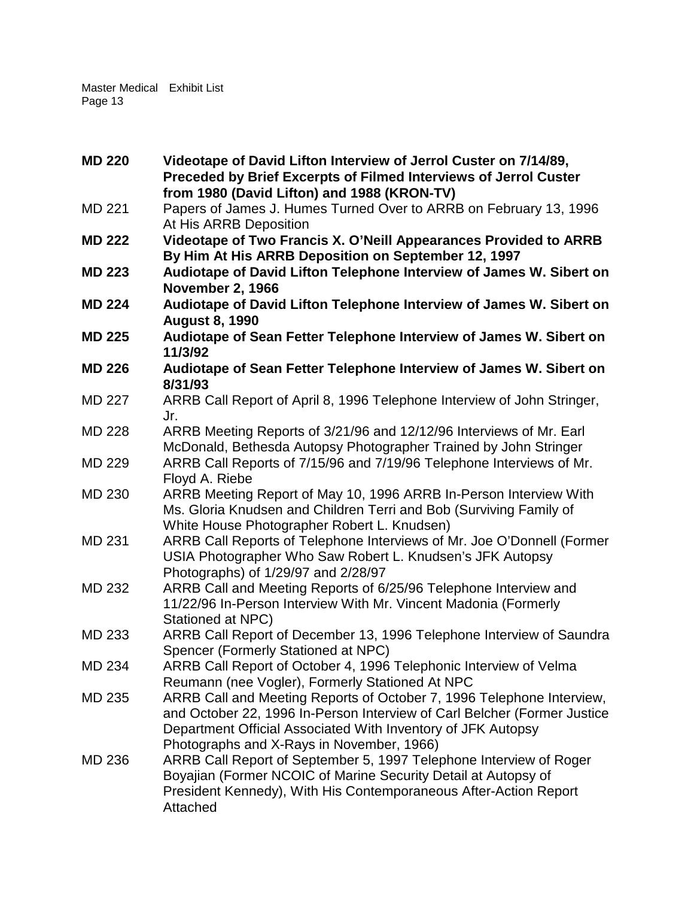**MD 220** **Videotape of David Lifton Interview of Jerrol Custer on 7/14/89, Preceded by Brief Excerpts of Filmed Interviews of Jerrol Custer from 1980 (David Lifton) and 1988 (KRON-TV)**

MD 221 Papers of James J. Humes Turned Over to ARRB on February 13, 1996 At His ARRB Deposition

**MD 222** **Videotape of Two Francis X. O'Neill Appearances Provided to ARRB By Him At His ARRB Deposition on September 12, 1997**

**MD 223** **Audiotape of David Lifton Telephone Interview of James W. Sibert on November 2, 1966**

**MD 224** **Audiotape of David Lifton Telephone Interview of James W. Sibert on August 8, 1990**

**MD 225** **Audiotape of Sean Fetter Telephone Interview of James W. Sibert on 11/3/92**

**MD 226** **Audiotape of Sean Fetter Telephone Interview of James W. Sibert on 8/31/93**

MD 227 ARRB Call Report of April 8, 1996 Telephone Interview of John Stringer, Jr.

MD 228 ARRB Meeting Reports of 3/21/96 and 12/12/96 Interviews of Mr. Earl McDonald, Bethesda Autopsy Photographer Trained by John Stringer

MD 229 ARRB Call Reports of 7/15/96 and 7/19/96 Telephone Interviews of Mr. Floyd A. Riebe

MD 230 ARRB Meeting Report of May 10, 1996 ARRB In-Person Interview With Ms. Gloria Knudsen and Children Terri and Bob (Surviving Family of White House Photographer Robert L. Knudsen)

MD 231 ARRB Call Reports of Telephone Interviews of Mr. Joe O'Donnell (Former USIA Photographer Who Saw Robert L. Knudsen's JFK Autopsy Photographs) of 1/29/97 and 2/28/97

MD 232 ARRB Call and Meeting Reports of 6/25/96 Telephone Interview and 11/22/96 In-Person Interview With Mr. Vincent Madonia (Formerly Stationed at NPC)

MD 233 ARRB Call Report of December 13, 1996 Telephone Interview of Saundra Spencer (Formerly Stationed at NPC)

MD 234 ARRB Call Report of October 4, 1996 Telephonic Interview of Velma Reumann (nee Vogler), Formerly Stationed At NPC

MD 235 ARRB Call and Meeting Reports of October 7, 1996 Telephone Interview, and October 22, 1996 In-Person Interview of Carl Belcher (Former Justice Department Official Associated With Inventory of JFK Autopsy Photographs and X-Rays in November, 1966)

MD 236 ARRB Call Report of September 5, 1997 Telephone Interview of Roger Boyajian (Former NCOIC of Marine Security Detail at Autopsy of President Kennedy), With His Contemporaneous After-Action Report Attached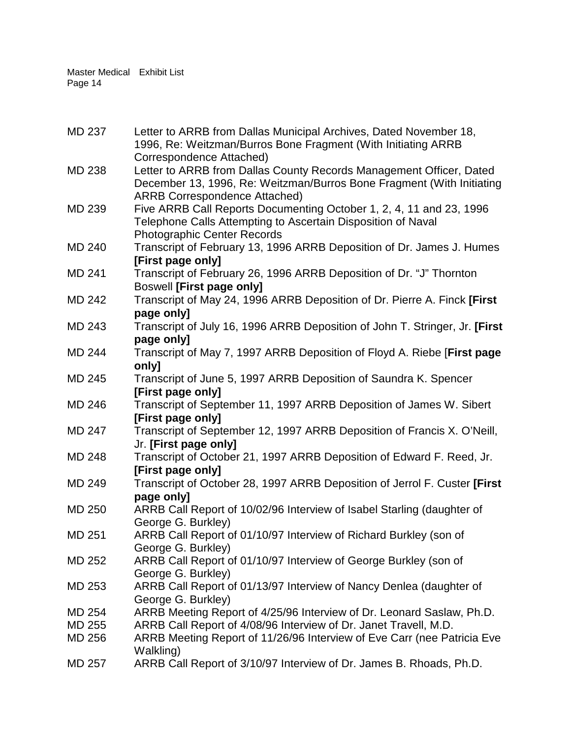MD 237 Letter to ARRB from Dallas Municipal Archives, Dated November 18, 1996, Re: Weitzman/Burros Bone Fragment (With Initiating ARRB Correspondence Attached)

MD 238 Letter to ARRB from Dallas County Records Management Officer, Dated December 13, 1996, Re: Weitzman/Burros Bone Fragment (With Initiating ARRB Correspondence Attached)

MD 239 Five ARRB Call Reports Documenting October 1, 2, 4, 11 and 23, 1996 Telephone Calls Attempting to Ascertain Disposition of Naval Photographic Center Records

MD 240 Transcript of February 13, 1996 ARRB Deposition of Dr. James J. Humes **[First page only]**

MD 241 Transcript of February 26, 1996 ARRB Deposition of Dr. "J" Thornton Boswell **[First page only]**

MD 242 Transcript of May 24, 1996 ARRB Deposition of Dr. Pierre A. Finck **[First page only]**

MD 243 Transcript of July 16, 1996 ARRB Deposition of John T. Stringer, Jr. **[First page only]**

MD 244 Transcript of May 7, 1997 ARRB Deposition of Floyd A. Riebe [**First page only]**

MD 245 Transcript of June 5, 1997 ARRB Deposition of Saundra K. Spencer **[First page only]**

MD 246 Transcript of September 11, 1997 ARRB Deposition of James W. Sibert **[First page only]**

MD 247 Transcript of September 12, 1997 ARRB Deposition of Francis X. O'Neill, Jr. **[First page only]**

MD 248 Transcript of October 21, 1997 ARRB Deposition of Edward F. Reed, Jr. **[First page only]**

MD 249 Transcript of October 28, 1997 ARRB Deposition of Jerrol F. Custer **[First page only]**

MD 250 ARRB Call Report of 10/02/96 Interview of Isabel Starling (daughter of George G. Burkley)

MD 251 ARRB Call Report of 01/10/97 Interview of Richard Burkley (son of George G. Burkley)

MD 252 ARRB Call Report of 01/10/97 Interview of George Burkley (son of George G. Burkley)

MD 253 ARRB Call Report of 01/13/97 Interview of Nancy Denlea (daughter of George G. Burkley)

MD 254 ARRB Meeting Report of 4/25/96 Interview of Dr. Leonard Saslaw, Ph.D.

MD 255 ARRB Call Report of 4/08/96 Interview of Dr. Janet Travell, M.D.

MD 256 ARRB Meeting Report of 11/26/96 Interview of Eve Carr (nee Patricia Eve Walkling)

MD 257 ARRB Call Report of 3/10/97 Interview of Dr. James B. Rhoads, Ph.D.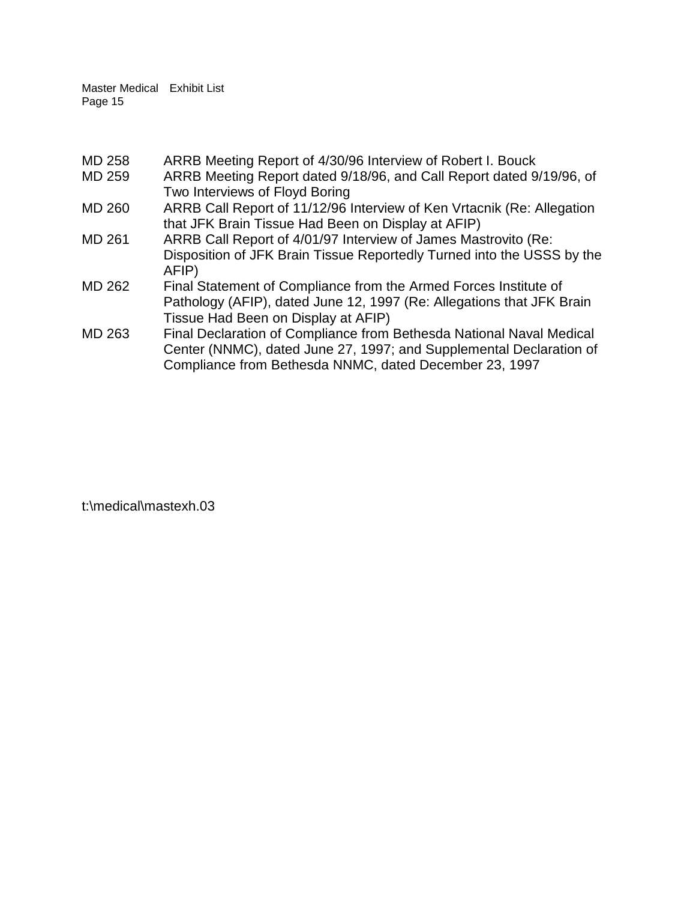| | |
|---|---|
| MD 258 | ARRB Meeting Report of 4/30/96 Interview of Robert I. Bouck |
| MD 259 | ARRB Meeting Report dated 9/18/96, and Call Report dated 9/19/96, of Two Interviews of Floyd Boring |
| MD 260 | ARRB Call Report of 11/12/96 Interview of Ken Vrtacnik (Re: Allegation that JFK Brain Tissue Had Been on Display at AFIP) |
| MD 261 | ARRB Call Report of 4/01/97 Interview of James Mastrovito (Re: Disposition of JFK Brain Tissue Reportedly Turned into the USSS by the AFIP) |
| MD 262 | Final Statement of Compliance from the Armed Forces Institute of Pathology (AFIP), dated June 12, 1997 (Re: Allegations that JFK Brain Tissue Had Been on Display at AFIP) |
| MD 263 | Final Declaration of Compliance from Bethesda National Naval Medical Center (NNMC), dated June 27, 1997; and Supplemental Declaration of Compliance from Bethesda NNMC, dated December 23, 1997 |

t:\medical\mastexh.03